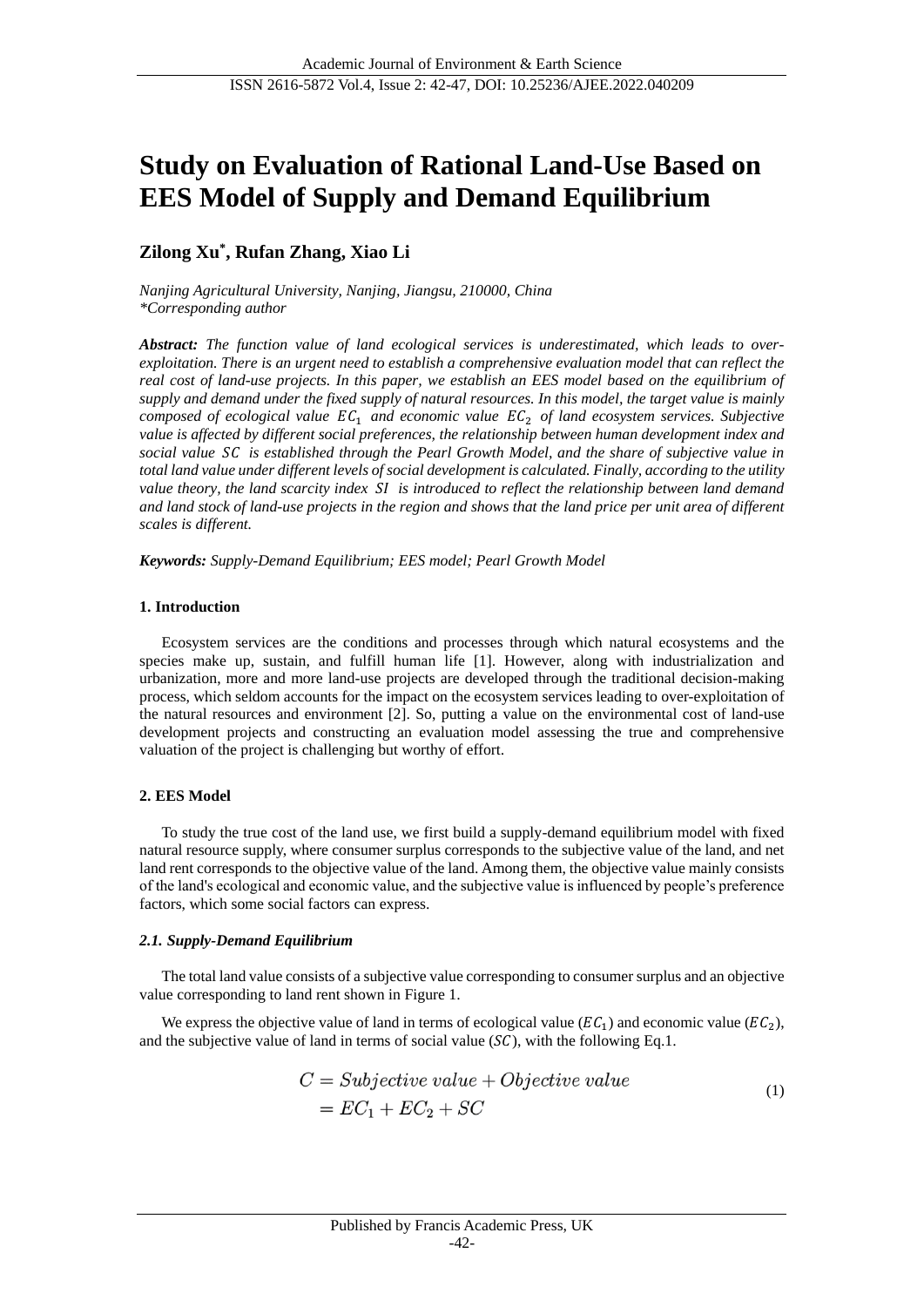# Study on Evaluation of Rational Land-Use Based on EES Model of Supply and Demand Equilibrium

**Zilong Xu*, Rufan Zhang, Xiao Li**

*Nanjing Agricultural University, Nanjing, Jiangsu, 210000, China*
*\*Corresponding author*

***Abstract:*** *The function value of land ecological services is underestimated, which leads to over-exploitation. There is an urgent need to establish a comprehensive evaluation model that can reflect the real cost of land-use projects. In this paper, we establish an EES model based on the equilibrium of supply and demand under the fixed supply of natural resources. In this model, the target value is mainly composed of ecological value* $EC_1$ *and economic value* $EC_2$ *of land ecosystem services. Subjective value is affected by different social preferences, the relationship between human development index and social value* $SC$ *is established through the Pearl Growth Model, and the share of subjective value in total land value under different levels of social development is calculated. Finally, according to the utility value theory, the land scarcity index* $SI$ *is introduced to reflect the relationship between land demand and land stock of land-use projects in the region and shows that the land price per unit area of different scales is different.*

***Keywords:*** *Supply-Demand Equilibrium; EES model; Pearl Growth Model*

## 1. Introduction

Ecosystem services are the conditions and processes through which natural ecosystems and the species make up, sustain, and fulfill human life [1]. However, along with industrialization and urbanization, more and more land-use projects are developed through the traditional decision-making process, which seldom accounts for the impact on the ecosystem services leading to over-exploitation of the natural resources and environment [2]. So, putting a value on the environmental cost of land-use development projects and constructing an evaluation model assessing the true and comprehensive valuation of the project is challenging but worthy of effort.

## 2. EES Model

To study the true cost of the land use, we first build a supply-demand equilibrium model with fixed natural resource supply, where consumer surplus corresponds to the subjective value of the land, and net land rent corresponds to the objective value of the land. Among them, the objective value mainly consists of the land's ecological and economic value, and the subjective value is influenced by people's preference factors, which some social factors can express.

### *2.1. Supply-Demand Equilibrium*

The total land value consists of a subjective value corresponding to consumer surplus and an objective value corresponding to land rent shown in Figure 1.

We express the objective value of land in terms of ecological value ($EC_1$) and economic value ($EC_2$), and the subjective value of land in terms of social value ($SC$), with the following Eq.1.

$$\begin{aligned} C &= Subjective\ value + Objective\ value \\ &= EC_1 + EC_2 + SC \end{aligned} \tag{1}$$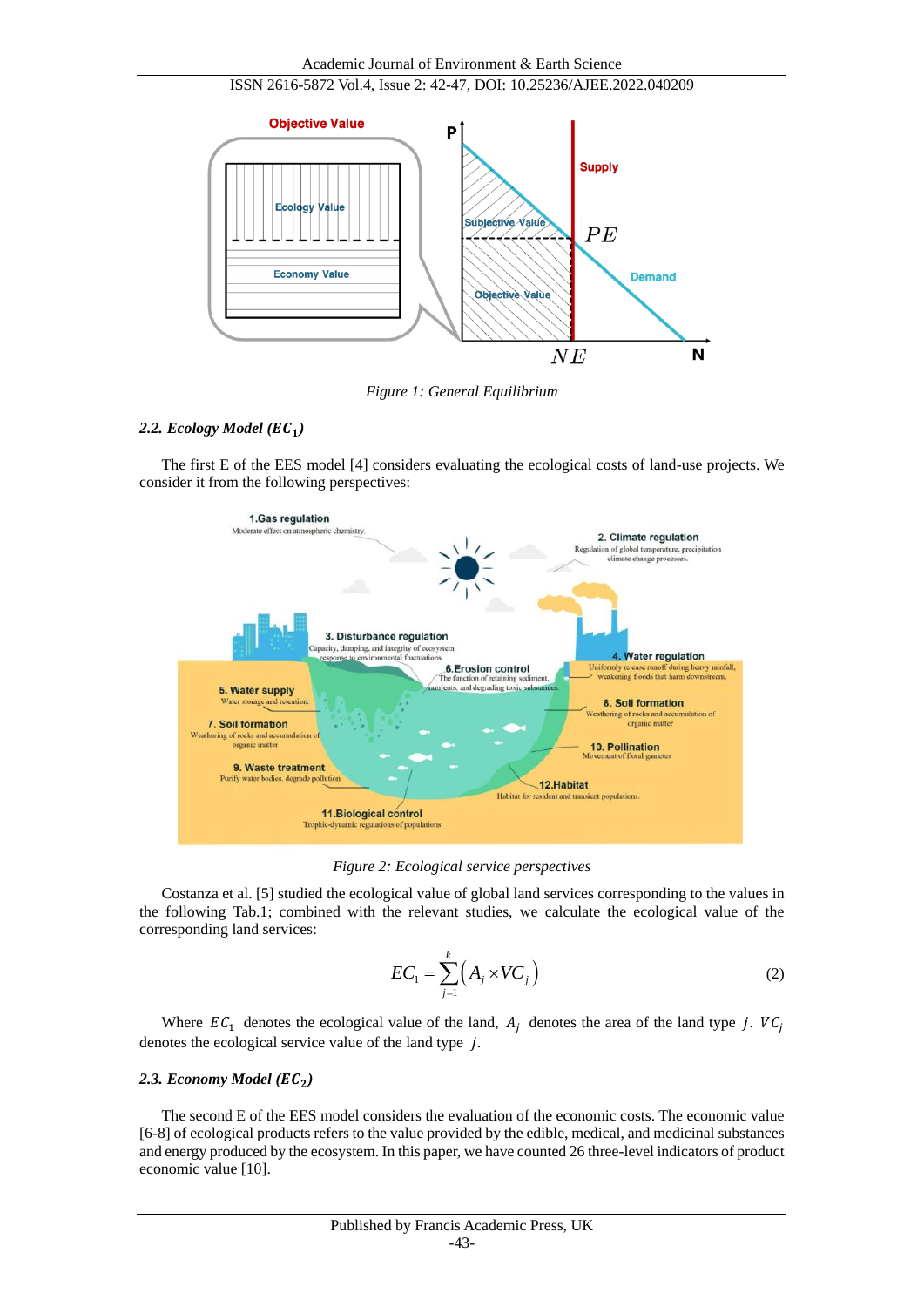Figure 1: General Equilibrium

### 2.2. Ecology Model ($EC_1$)

The first E of the EES model [4] considers evaluating the ecological costs of land-use projects. We consider it from the following perspectives:

Figure 2: Ecological service perspectives

Costanza et al. [5] studied the ecological value of global land services corresponding to the values in the following Tab.1; combined with the relevant studies, we calculate the ecological value of the corresponding land services:

$$EC_1 = \sum_{j=1}^{k} \left( A_j \times VC_j \right) \tag{2}$$

Where $EC_1$ denotes the ecological value of the land, $A_j$ denotes the area of the land type $j$. $VC_j$ denotes the ecological service value of the land type $j$.

### 2.3. Economy Model ($EC_2$)

The second E of the EES model considers the evaluation of the economic costs. The economic value [6-8] of ecological products refers to the value provided by the edible, medical, and medicinal substances and energy produced by the ecosystem. In this paper, we have counted 26 three-level indicators of product economic value [10].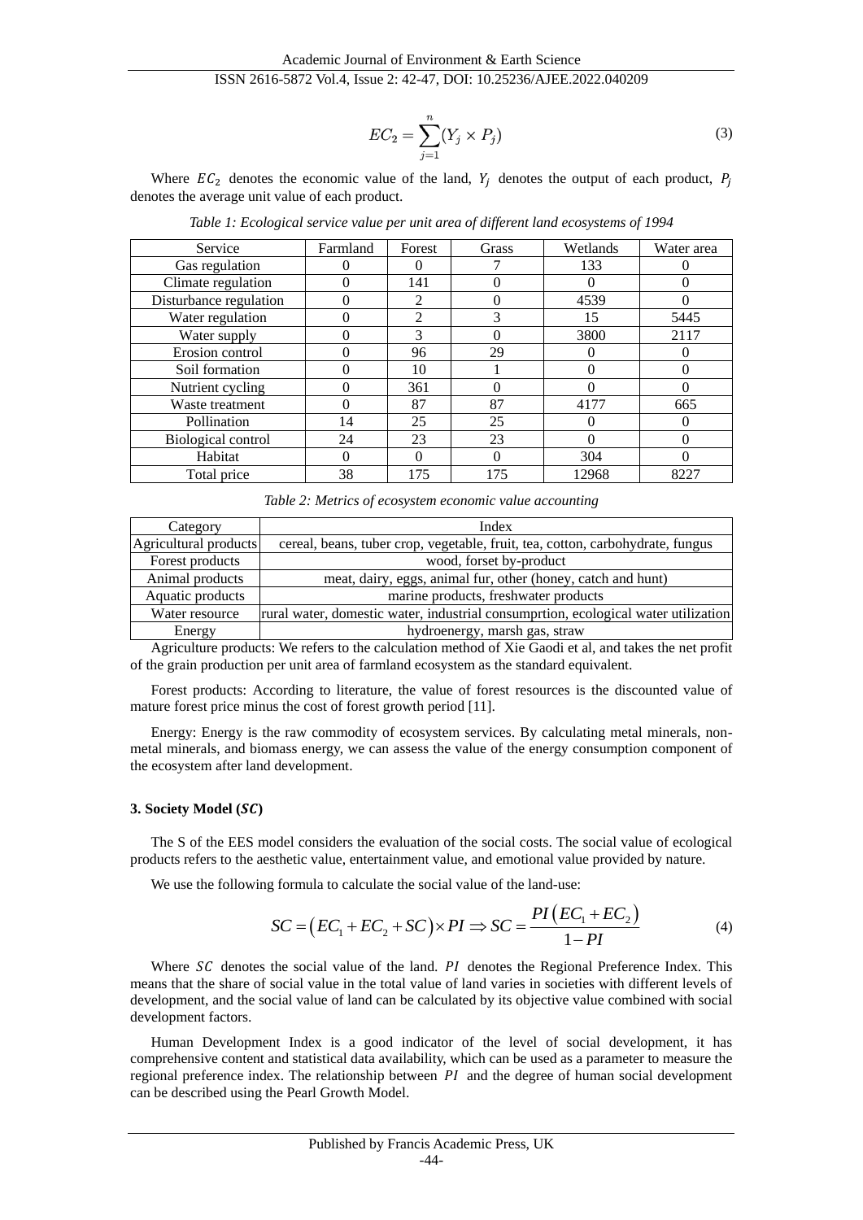$$EC_2 = \sum_{j=1}^{n}(Y_j \times P_j) \tag{3}$$

Where $EC_2$ denotes the economic value of the land, $Y_j$ denotes the output of each product, $P_j$ denotes the average unit value of each product.

*Table 1: Ecological service value per unit area of different land ecosystems of 1994*

| Service | Farmland | Forest | Grass | Wetlands | Water area |
|---|---|---|---|---|---|
| Gas regulation | 0 | 0 | 7 | 133 | 0 |
| Climate regulation | 0 | 141 | 0 | 0 | 0 |
| Disturbance regulation | 0 | 2 | 0 | 4539 | 0 |
| Water regulation | 0 | 2 | 3 | 15 | 5445 |
| Water supply | 0 | 3 | 0 | 3800 | 2117 |
| Erosion control | 0 | 96 | 29 | 0 | 0 |
| Soil formation | 0 | 10 | 1 | 0 | 0 |
| Nutrient cycling | 0 | 361 | 0 | 0 | 0 |
| Waste treatment | 0 | 87 | 87 | 4177 | 665 |
| Pollination | 14 | 25 | 25 | 0 | 0 |
| Biological control | 24 | 23 | 23 | 0 | 0 |
| Habitat | 0 | 0 | 0 | 304 | 0 |
| Total price | 38 | 175 | 175 | 12968 | 8227 |

*Table 2: Metrics of ecosystem economic value accounting*

| Category | Index |
|---|---|
| Agricultural products | cereal, beans, tuber crop, vegetable, fruit, tea, cotton, carbohydrate, fungus |
| Forest products | wood, forset by-product |
| Animal products | meat, dairy, eggs, animal fur, other (honey, catch and hunt) |
| Aquatic products | marine products, freshwater products |
| Water resource | rural water, domestic water, industrial consumprtion, ecological water utilization |
| Energy | hydroenergy, marsh gas, straw |

Agriculture products: We refers to the calculation method of Xie Gaodi et al, and takes the net profit of the grain production per unit area of farmland ecosystem as the standard equivalent.

Forest products: According to literature, the value of forest resources is the discounted value of mature forest price minus the cost of forest growth period [11].

Energy: Energy is the raw commodity of ecosystem services. By calculating metal minerals, non-metal minerals, and biomass energy, we can assess the value of the energy consumption component of the ecosystem after land development.

## 3. Society Model (*SC*)

The S of the EES model considers the evaluation of the social costs. The social value of ecological products refers to the aesthetic value, entertainment value, and emotional value provided by nature.

We use the following formula to calculate the social value of the land-use:

$$SC = \left(EC_1 + EC_2 + SC\right) \times PI \Rightarrow SC = \frac{PI\left(EC_1 + EC_2\right)}{1 - PI} \tag{4}$$

Where $SC$ denotes the social value of the land. $PI$ denotes the Regional Preference Index. This means that the share of social value in the total value of land varies in societies with different levels of development, and the social value of land can be calculated by its objective value combined with social development factors.

Human Development Index is a good indicator of the level of social development, it has comprehensive content and statistical data availability, which can be used as a parameter to measure the regional preference index. The relationship between $PI$ and the degree of human social development can be described using the Pearl Growth Model.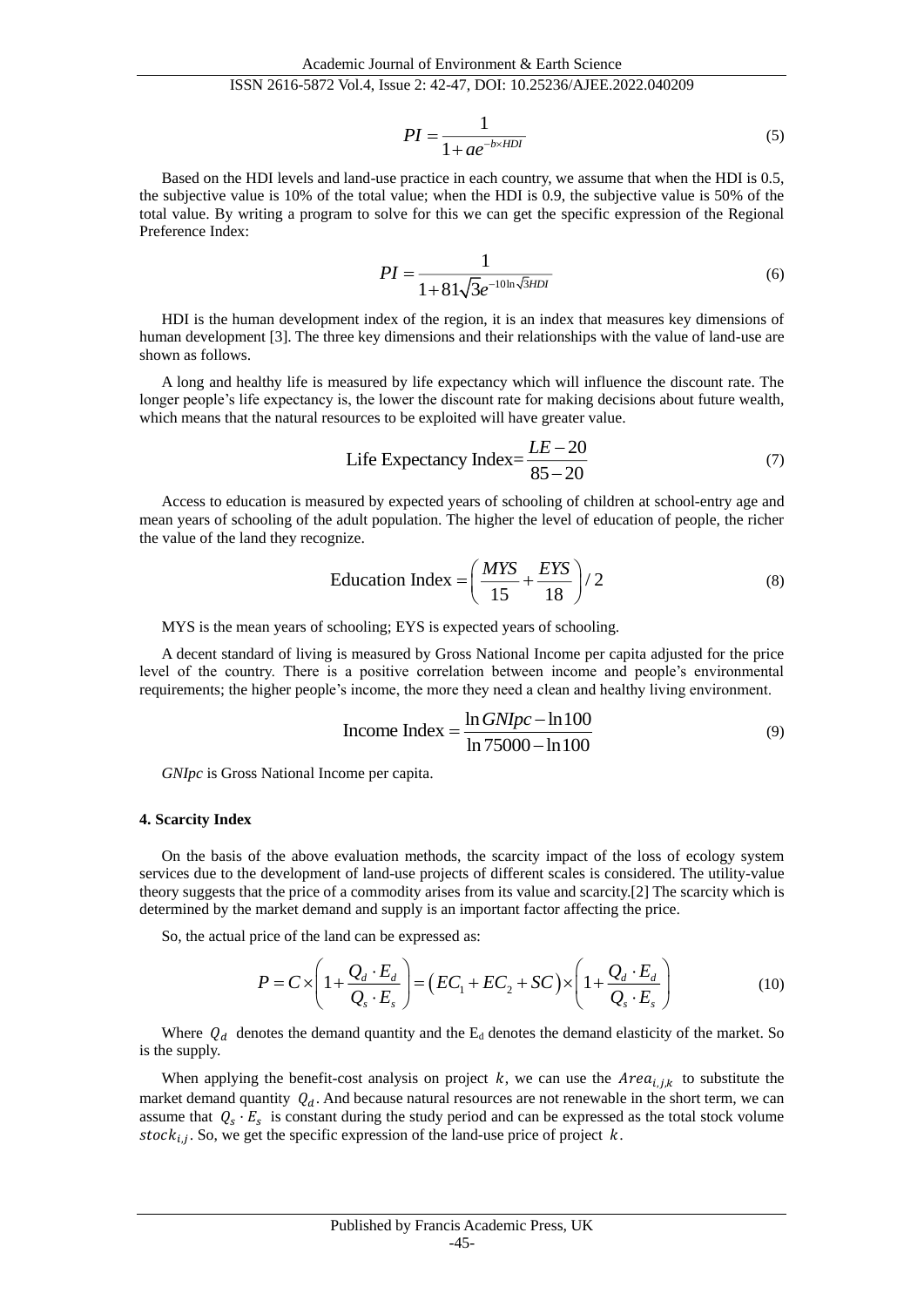$$PI = \frac{1}{1 + ae^{-b \times HDI}} \tag{5}$$

Based on the HDI levels and land-use practice in each country, we assume that when the HDI is 0.5, the subjective value is 10% of the total value; when the HDI is 0.9, the subjective value is 50% of the total value. By writing a program to solve for this we can get the specific expression of the Regional Preference Index:

$$PI = \frac{1}{1 + 81\sqrt{3}e^{-10\ln\sqrt{3}HDI}} \tag{6}$$

HDI is the human development index of the region, it is an index that measures key dimensions of human development [3]. The three key dimensions and their relationships with the value of land-use are shown as follows.

A long and healthy life is measured by life expectancy which will influence the discount rate. The longer people's life expectancy is, the lower the discount rate for making decisions about future wealth, which means that the natural resources to be exploited will have greater value.

$$\text{Life Expectancy Index} = \frac{LE - 20}{85 - 20} \tag{7}$$

Access to education is measured by expected years of schooling of children at school-entry age and mean years of schooling of the adult population. The higher the level of education of people, the richer the value of the land they recognize.

$$\text{Education Index} = \left( \frac{MYS}{15} + \frac{EYS}{18} \right) / 2 \tag{8}$$

MYS is the mean years of schooling; EYS is expected years of schooling.

A decent standard of living is measured by Gross National Income per capita adjusted for the price level of the country. There is a positive correlation between income and people's environmental requirements; the higher people's income, the more they need a clean and healthy living environment.

$$\text{Income Index} = \frac{\ln GNIpc - \ln 100}{\ln 75000 - \ln 100} \tag{9}$$

*GNIpc* is Gross National Income per capita.

#### 4. Scarcity Index

On the basis of the above evaluation methods, the scarcity impact of the loss of ecology system services due to the development of land-use projects of different scales is considered. The utility-value theory suggests that the price of a commodity arises from its value and scarcity.[2] The scarcity which is determined by the market demand and supply is an important factor affecting the price.

So, the actual price of the land can be expressed as:

$$P = C \times \left( 1 + \frac{Q_d \cdot E_d}{Q_s \cdot E_s} \right) = \left( EC_1 + EC_2 + SC \right) \times \left( 1 + \frac{Q_d \cdot E_d}{Q_s \cdot E_s} \right) \tag{10}$$

Where $Q_d$ denotes the demand quantity and the $E_d$ denotes the demand elasticity of the market. So is the supply.

When applying the benefit-cost analysis on project $k$, we can use the $Area_{i,j,k}$ to substitute the market demand quantity $Q_d$. And because natural resources are not renewable in the short term, we can assume that $Q_s \cdot E_s$ is constant during the study period and can be expressed as the total stock volume $stock_{i,j}$. So, we get the specific expression of the land-use price of project $k$.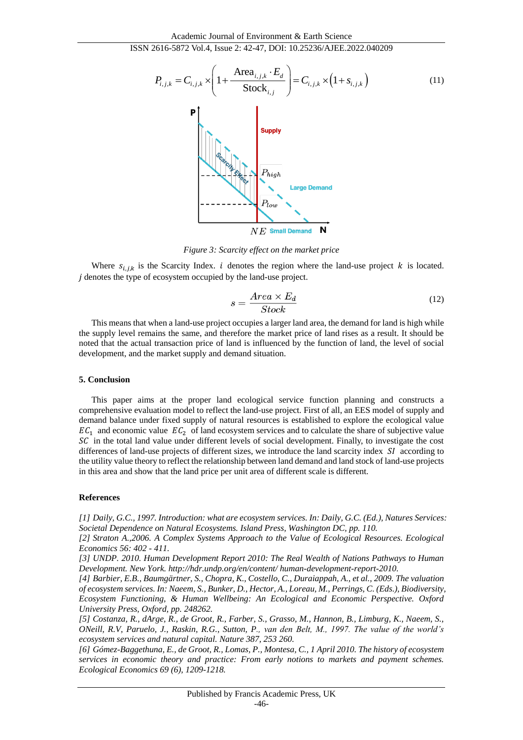$$P_{i,j,k} = C_{i,j,k} \times \left(1 + \frac{\text{Area}_{i,j,k} \cdot E_d}{\text{Stock}_{i,j}}\right) = C_{i,j,k} \times \left(1 + s_{i,j,k}\right) \tag{11}$$

*Figure 3: Scarcity effect on the market price*

Where $s_{i,j,k}$ is the Scarcity Index. $i$ denotes the region where the land-use project $k$ is located. $j$ denotes the type of ecosystem occupied by the land-use project.

$$s = \frac{Area \times E_d}{Stock} \tag{12}$$

This means that when a land-use project occupies a larger land area, the demand for land is high while the supply level remains the same, and therefore the market price of land rises as a result. It should be noted that the actual transaction price of land is influenced by the function of land, the level of social development, and the market supply and demand situation.

## 5. Conclusion

This paper aims at the proper land ecological service function planning and constructs a comprehensive evaluation model to reflect the land-use project. First of all, an EES model of supply and demand balance under fixed supply of natural resources is established to explore the ecological value $EC_1$ and economic value $EC_2$ of land ecosystem services and to calculate the share of subjective value $SC$ in the total land value under different levels of social development. Finally, to investigate the cost differences of land-use projects of different sizes, we introduce the land scarcity index $SI$ according to the utility value theory to reflect the relationship between land demand and land stock of land-use projects in this area and show that the land price per unit area of different scale is different.

## References

*[1] Daily, G.C., 1997. Introduction: what are ecosystem services. In: Daily, G.C. (Ed.), Natures Services: Societal Dependence on Natural Ecosystems. Island Press, Washington DC, pp. 110.*

*[2] Straton A.,2006. A Complex Systems Approach to the Value of Ecological Resources. Ecological Economics 56: 402 - 411.*

*[3] UNDP. 2010. Human Development Report 2010: The Real Wealth of Nations Pathways to Human Development. New York. http://hdr.undp.org/en/content/ human-development-report-2010.*

*[4] Barbier, E.B., Baumgärtner, S., Chopra, K., Costello, C., Duraiappah, A., et al., 2009. The valuation of ecosystem services. In: Naeem, S., Bunker, D., Hector, A., Loreau, M., Perrings, C. (Eds.), Biodiversity, Ecosystem Functioning, & Human Wellbeing: An Ecological and Economic Perspective. Oxford University Press, Oxford, pp. 248262.*

*[5] Costanza, R., dArge, R., de Groot, R., Farber, S., Grasso, M., Hannon, B., Limburg, K., Naeem, S., ONeill, R.V, Paruelo, J., Raskin, R.G., Sutton, P., van den Belt, M., 1997. The value of the world's ecosystem services and natural capital. Nature 387, 253 260.*

*[6] Gómez-Baggethuna, E., de Groot, R., Lomas, P., Montesa, C., 1 April 2010. The history of ecosystem services in economic theory and practice: From early notions to markets and payment schemes. Ecological Economics 69 (6), 1209-1218.*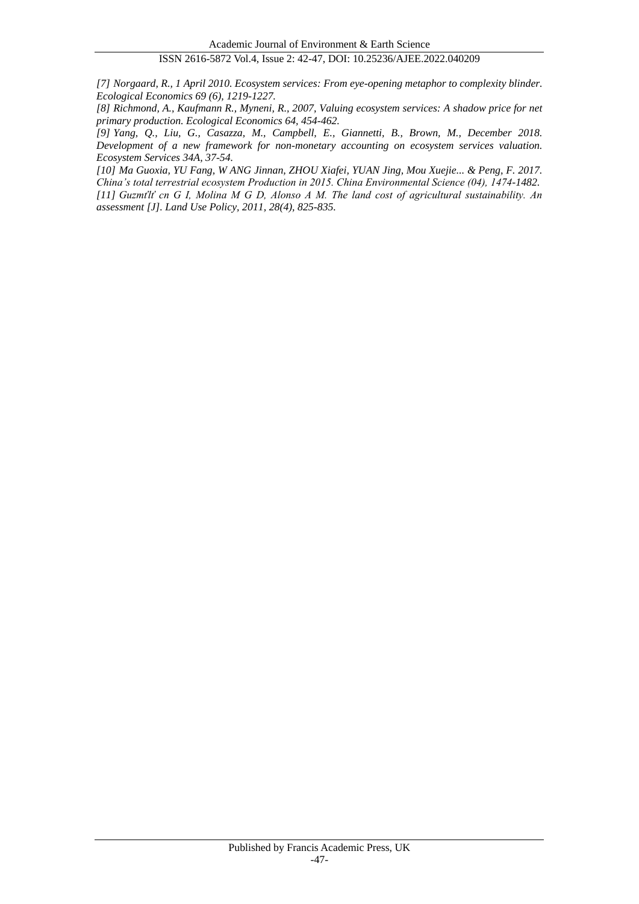*[7] Norgaard, R., 1 April 2010. Ecosystem services: From eye-opening metaphor to complexity blinder. Ecological Economics 69 (6), 1219-1227.*

*[8] Richmond, A., Kaufmann R., Myneni, R., 2007, Valuing ecosystem services: A shadow price for net primary production. Ecological Economics 64, 454-462.*

*[9] Yang, Q., Liu, G., Casazza, M., Campbell, E., Giannetti, B., Brown, M., December 2018. Development of a new framework for non-monetary accounting on ecosystem services valuation. Ecosystem Services 34A, 37-54.*

*[10] Ma Guoxia, YU Fang, W ANG Jinnan, ZHOU Xiafei, YUAN Jing, Mou Xuejie... & Peng, F. 2017. China's total terrestrial ecosystem Production in 2015. China Environmental Science (04), 1474-1482.*

*[11] Guzmťlť cn G I, Molina M G D, Alonso A M. The land cost of agricultural sustainability. An assessment [J]. Land Use Policy, 2011, 28(4), 825-835.*